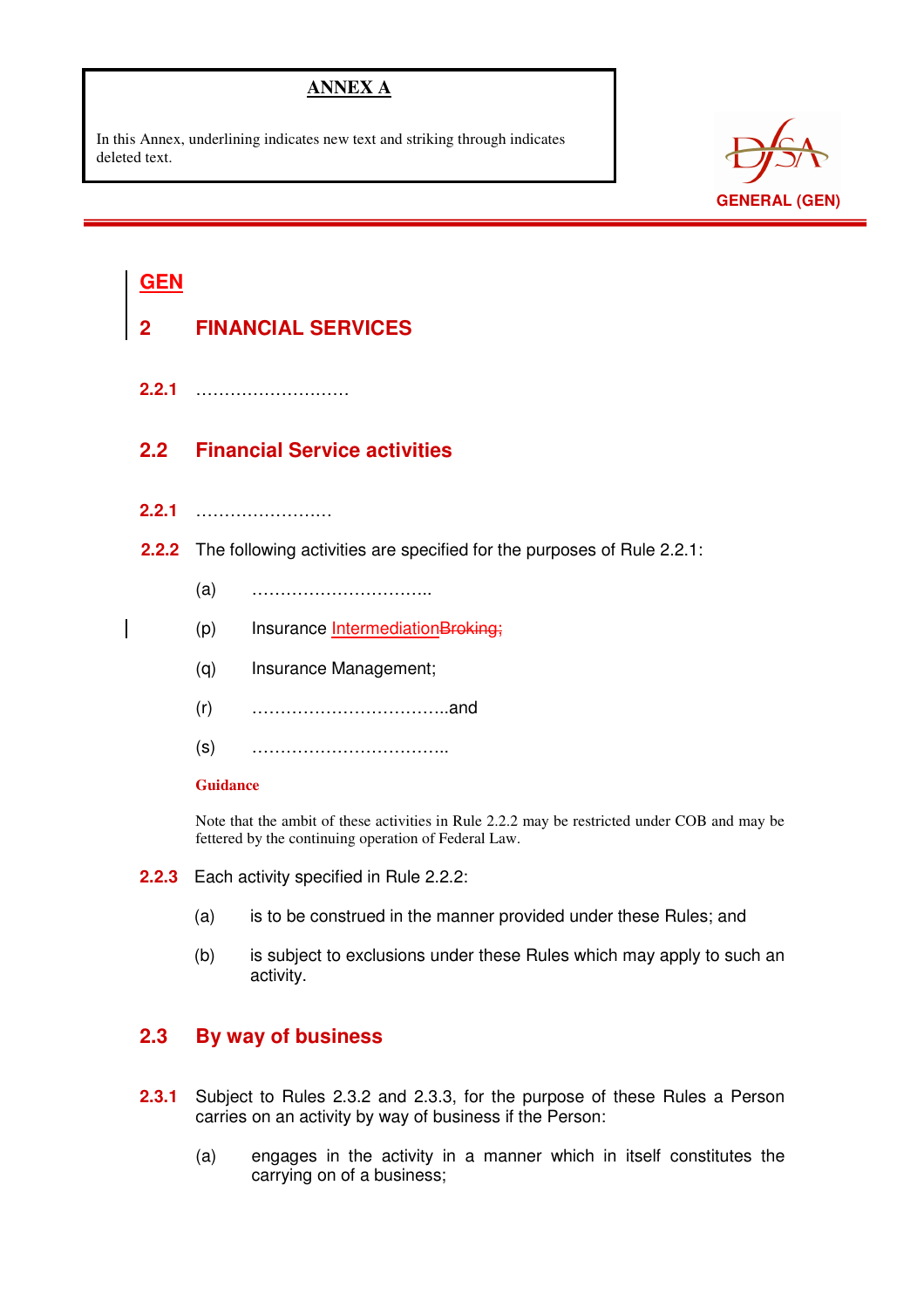**ANNEX A**

In this Annex, underlining indicates new text and striking through indicates deleted text.

GENERAL (GEN)

# <u>GEN</u>

# 2 FINANCIAL SERVICES

**2.2.1** ………………………

## 2.2 Financial Service activities

**2.2.1** ……………………

**2.2.2** The following activities are specified for the purposes of Rule 2.2.1:

(a) …………………………..

(p) Insurance <u>Intermediation</u>~~Broking;~~

(q) Insurance Management;

(r) ……………………………..and

(s) ……………………………..

**Guidance**

Note that the ambit of these activities in Rule 2.2.2 may be restricted under COB and may be fettered by the continuing operation of Federal Law.

**2.2.3** Each activity specified in Rule 2.2.2:

(a) is to be construed in the manner provided under these Rules; and

(b) is subject to exclusions under these Rules which may apply to such an activity.

## 2.3 By way of business

**2.3.1** Subject to Rules 2.3.2 and 2.3.3, for the purpose of these Rules a Person carries on an activity by way of business if the Person:

(a) engages in the activity in a manner which in itself constitutes the carrying on of a business;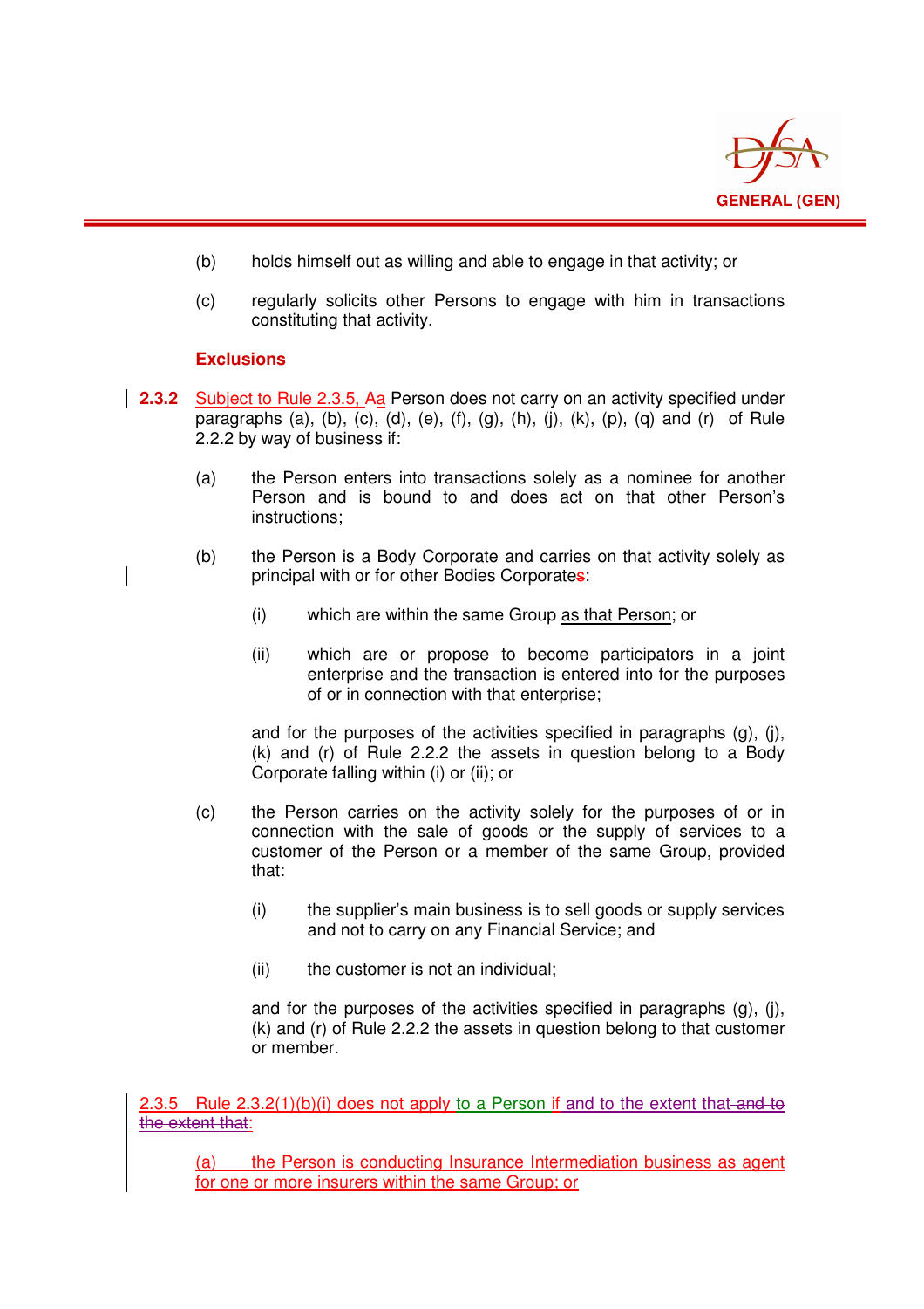(b) holds himself out as willing and able to engage in that activity; or

(c) regularly solicits other Persons to engage with him in transactions constituting that activity.

**Exclusions**

**2.3.2** Subject to Rule 2.3.5, ~~A~~a Person does not carry on an activity specified under paragraphs (a), (b), (c), (d), (e), (f), (g), (h), (j), (k), (p), (q) and (r) of Rule 2.2.2 by way of business if:

(a) the Person enters into transactions solely as a nominee for another Person and is bound to and does act on that other Person's instructions;

(b) the Person is a Body Corporate and carries on that activity solely as principal with or for other Bodies Corporate~~s~~:

(i) which are within the same Group as that Person; or

(ii) which are or propose to become participators in a joint enterprise and the transaction is entered into for the purposes of or in connection with that enterprise;

and for the purposes of the activities specified in paragraphs (g), (j), (k) and (r) of Rule 2.2.2 the assets in question belong to a Body Corporate falling within (i) or (ii); or

(c) the Person carries on the activity solely for the purposes of or in connection with the sale of goods or the supply of services to a customer of the Person or a member of the same Group, provided that:

(i) the supplier's main business is to sell goods or supply services and not to carry on any Financial Service; and

(ii) the customer is not an individual;

and for the purposes of the activities specified in paragraphs (g), (j), (k) and (r) of Rule 2.2.2 the assets in question belong to that customer or member.

2.3.5 Rule 2.3.2(1)(b)(i) does not apply to a Person if and to the extent that ~~and to the extent that~~:

(a) the Person is conducting Insurance Intermediation business as agent for one or more insurers within the same Group; or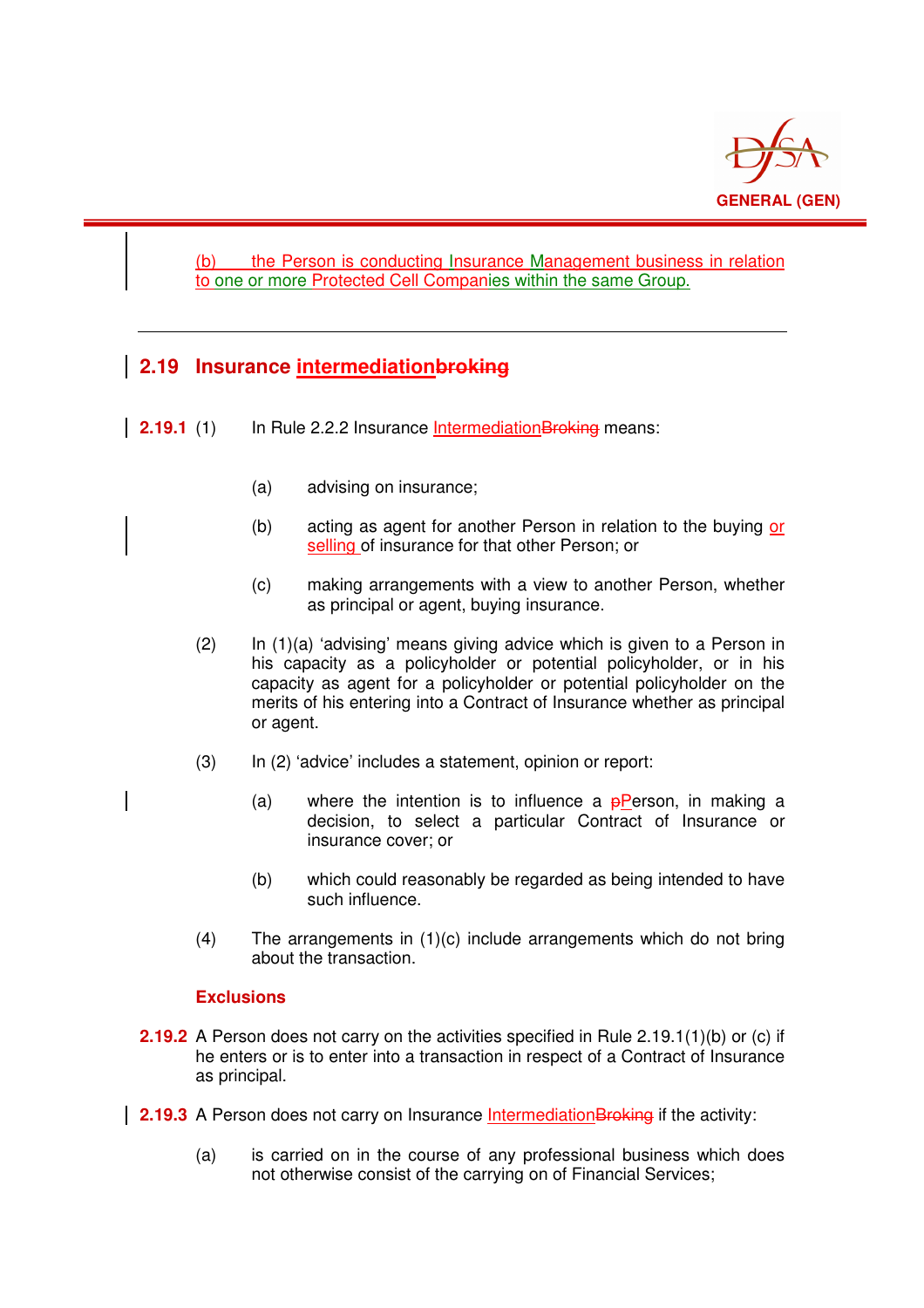(b) the Person is conducting Insurance Management business in relation to one or more Protected Cell Companies within the same Group.

---

## 2.19 Insurance intermediationbroking

**2.19.1** (1) In Rule 2.2.2 Insurance IntermediationBroking means:

(a) advising on insurance;

(b) acting as agent for another Person in relation to the buying or selling of insurance for that other Person; or

(c) making arrangements with a view to another Person, whether as principal or agent, buying insurance.

(2) In (1)(a) 'advising' means giving advice which is given to a Person in his capacity as a policyholder or potential policyholder, or in his capacity as agent for a policyholder or potential policyholder on the merits of his entering into a Contract of Insurance whether as principal or agent.

(3) In (2) 'advice' includes a statement, opinion or report:

(a) where the intention is to influence a pPerson, in making a decision, to select a particular Contract of Insurance or insurance cover; or

(b) which could reasonably be regarded as being intended to have such influence.

(4) The arrangements in (1)(c) include arrangements which do not bring about the transaction.

### Exclusions

**2.19.2** A Person does not carry on the activities specified in Rule 2.19.1(1)(b) or (c) if he enters or is to enter into a transaction in respect of a Contract of Insurance as principal.

**2.19.3** A Person does not carry on Insurance IntermediationBroking if the activity:

(a) is carried on in the course of any professional business which does not otherwise consist of the carrying on of Financial Services;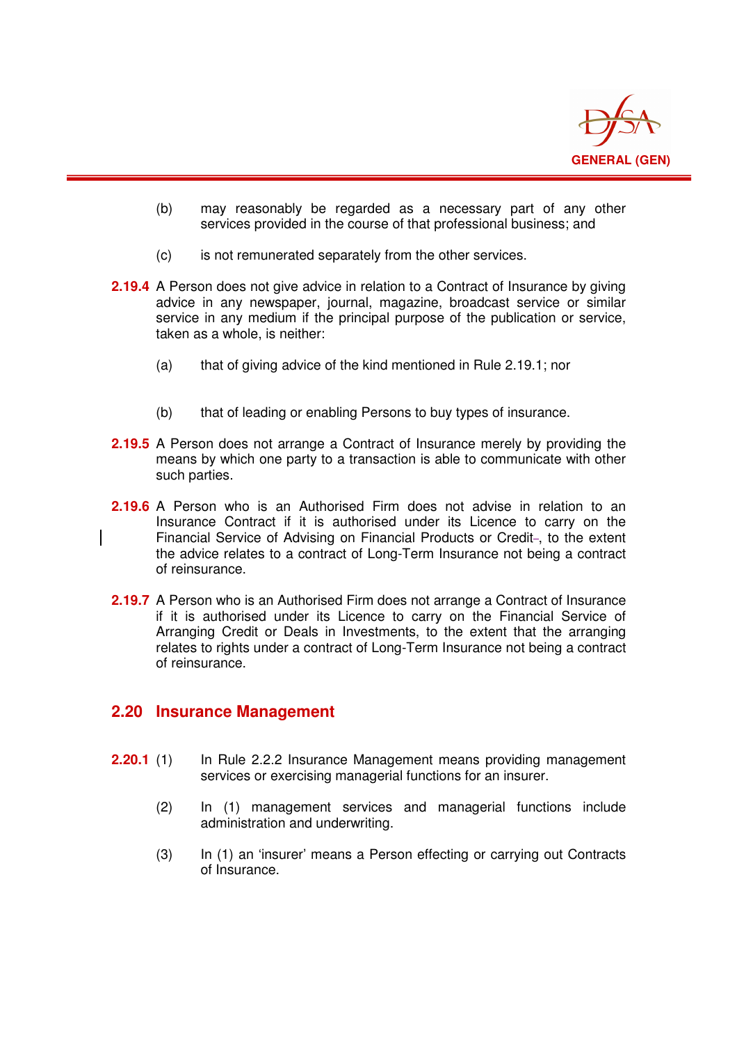(b) may reasonably be regarded as a necessary part of any other services provided in the course of that professional business; and

(c) is not remunerated separately from the other services.

**2.19.4** A Person does not give advice in relation to a Contract of Insurance by giving advice in any newspaper, journal, magazine, broadcast service or similar service in any medium if the principal purpose of the publication or service, taken as a whole, is neither:

(a) that of giving advice of the kind mentioned in Rule 2.19.1; nor

(b) that of leading or enabling Persons to buy types of insurance.

**2.19.5** A Person does not arrange a Contract of Insurance merely by providing the means by which one party to a transaction is able to communicate with other such parties.

**2.19.6** A Person who is an Authorised Firm does not advise in relation to an Insurance Contract if it is authorised under its Licence to carry on the Financial Service of Advising on Financial Products or Credit, to the extent the advice relates to a contract of Long-Term Insurance not being a contract of reinsurance.

**2.19.7** A Person who is an Authorised Firm does not arrange a Contract of Insurance if it is authorised under its Licence to carry on the Financial Service of Arranging Credit or Deals in Investments, to the extent that the arranging relates to rights under a contract of Long-Term Insurance not being a contract of reinsurance.

## 2.20 Insurance Management

**2.20.1** (1) In Rule 2.2.2 Insurance Management means providing management services or exercising managerial functions for an insurer.

(2) In (1) management services and managerial functions include administration and underwriting.

(3) In (1) an 'insurer' means a Person effecting or carrying out Contracts of Insurance.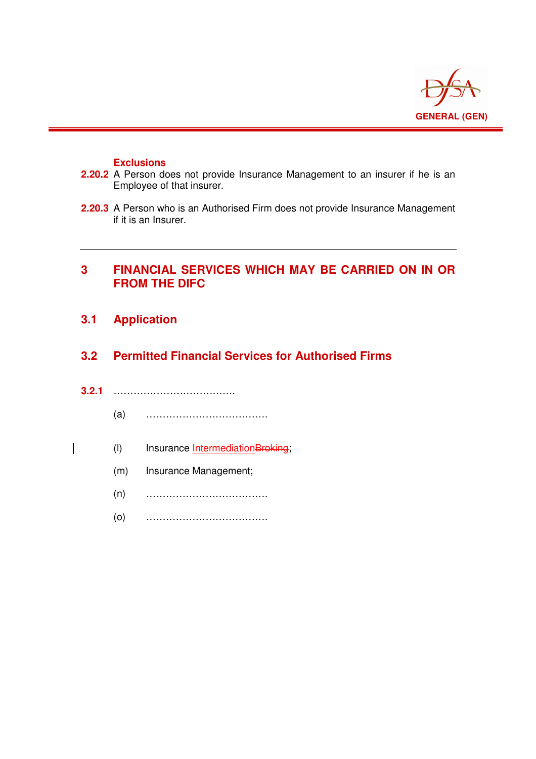**Exclusions**

**2.20.2** A Person does not provide Insurance Management to an insurer if he is an Employee of that insurer.

**2.20.3** A Person who is an Authorised Firm does not provide Insurance Management if it is an Insurer.

---

## 3 FINANCIAL SERVICES WHICH MAY BE CARRIED ON IN OR FROM THE DIFC

### 3.1 Application

### 3.2 Permitted Financial Services for Authorised Firms

**3.2.1** ……………………………….

(a) ……………………………….

(l) Insurance Intermediation~~Broking~~;

(m) Insurance Management;

(n) ……………………………….

(o) ……………………………….